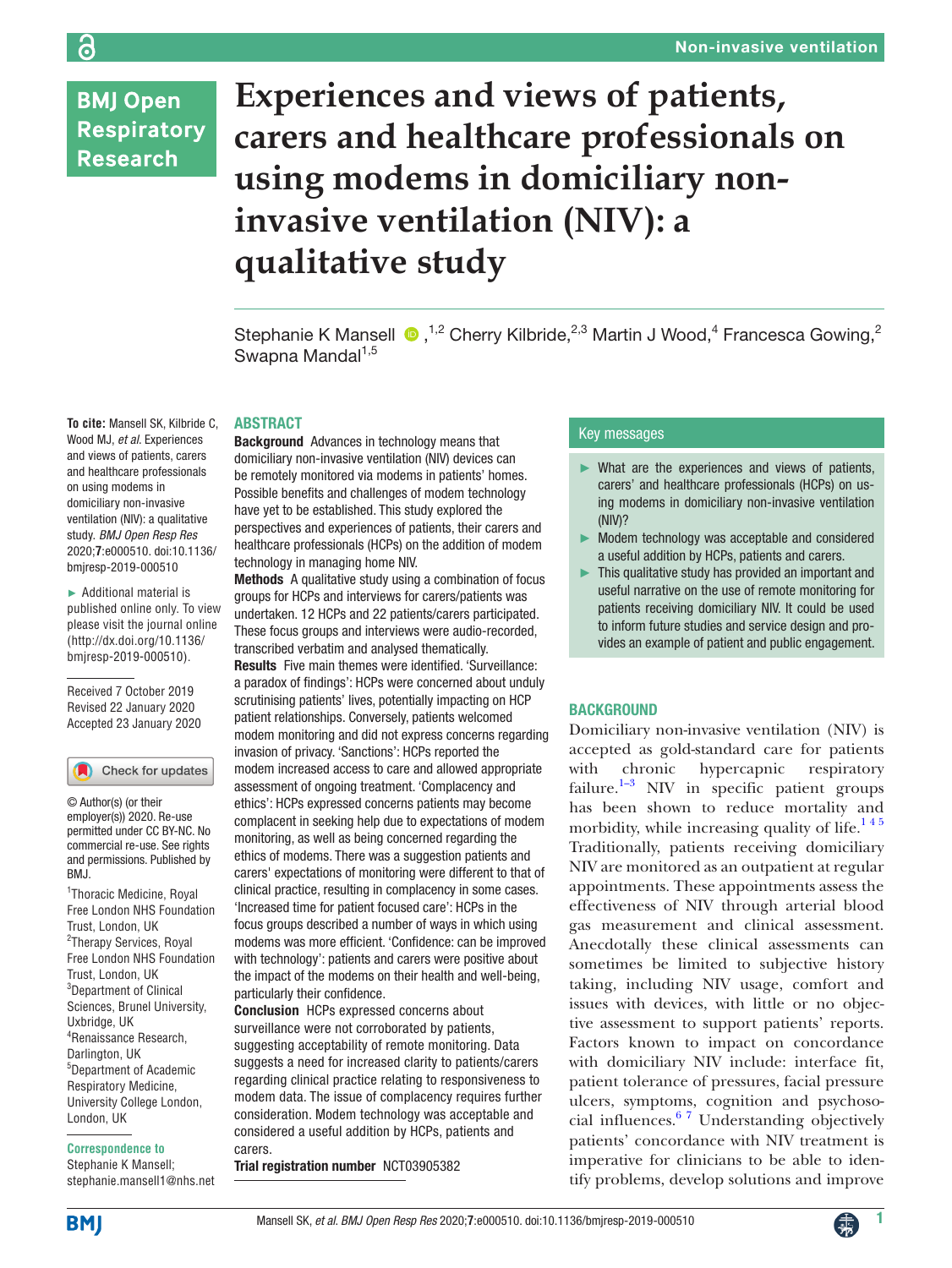# Experiences and views of patients, carers and healthcare professionals on using modems in domiciliary non-invasive ventilation (NIV): a qualitative study

Stephanie K Mansell[1,2] Cherry Kilbride,[2,3] Martin J Wood,[4] Francesca Gowing,[2] Swapna Mandal[1,5]

**To cite:** Mansell SK, Kilbride C, Wood MJ, *et al*. Experiences and views of patients, carers and healthcare professionals on using modems in domiciliary non-invasive ventilation (NIV): a qualitative study. *BMJ Open Resp Res* 2020;**7**:e000510. doi:10.1136/bmjresp-2019-000510

► Additional material is published online only. To view please visit the journal online (http://dx.doi.org/10.1136/bmjresp-2019-000510).

Received 7 October 2019
Revised 22 January 2020
Accepted 23 January 2020

© Author(s) (or their employer(s)) 2020. Re-use permitted under CC BY-NC. No commercial re-use. See rights and permissions. Published by BMJ.

[1]Thoracic Medicine, Royal Free London NHS Foundation Trust, London, UK
[2]Therapy Services, Royal Free London NHS Foundation Trust, London, UK
[3]Department of Clinical Sciences, Brunel University, Uxbridge, UK
[4]Renaissance Research, Darlington, UK
[5]Department of Academic Respiratory Medicine, University College London, London, UK

**Correspondence to**
Stephanie K Mansell;
stephanie.mansell1@nhs.net

## ABSTRACT

**Background** Advances in technology means that domiciliary non-invasive ventilation (NIV) devices can be remotely monitored via modems in patients' homes. Possible benefits and challenges of modem technology have yet to be established. This study explored the perspectives and experiences of patients, their carers and healthcare professionals (HCPs) on the addition of modem technology in managing home NIV.

**Methods** A qualitative study using a combination of focus groups for HCPs and interviews for carers/patients was undertaken. 12 HCPs and 22 patients/carers participated. These focus groups and interviews were audio-recorded, transcribed verbatim and analysed thematically.

**Results** Five main themes were identified. 'Surveillance: a paradox of findings': HCPs were concerned about unduly scrutinising patients' lives, potentially impacting on HCP patient relationships. Conversely, patients welcomed modem monitoring and did not express concerns regarding invasion of privacy. 'Sanctions': HCPs reported the modem increased access to care and allowed appropriate assessment of ongoing treatment. 'Complacency and ethics': HCPs expressed concerns patients may become complacent in seeking help due to expectations of modem monitoring, as well as being concerned regarding the ethics of modems. There was a suggestion patients and carers' expectations of monitoring were different to that of clinical practice, resulting in complacency in some cases. 'Increased time for patient focused care': HCPs in the focus groups described a number of ways in which using modems was more efficient. 'Confidence: can be improved with technology': patients and carers were positive about the impact of the modems on their health and well-being, particularly their confidence.

**Conclusion** HCPs expressed concerns about surveillance were not corroborated by patients, suggesting acceptability of remote monitoring. Data suggests a need for increased clarity to patients/carers regarding clinical practice relating to responsiveness to modem data. The issue of complacency requires further consideration. Modem technology was acceptable and considered a useful addition by HCPs, patients and carers.

**Trial registration number** NCT03905382

## Key messages

- ► What are the experiences and views of patients, carers' and healthcare professionals (HCPs) on using modems in domiciliary non-invasive ventilation (NIV)?
- ► Modem technology was acceptable and considered a useful addition by HCPs, patients and carers.
- ► This qualitative study has provided an important and useful narrative on the use of remote monitoring for patients receiving domiciliary NIV. It could be used to inform future studies and service design and provides an example of patient and public engagement.

## BACKGROUND

Domiciliary non-invasive ventilation (NIV) is accepted as gold-standard care for patients with chronic hypercapnic respiratory failure.[1–3] NIV in specific patient groups has been shown to reduce mortality and morbidity, while increasing quality of life.[1,4,5] Traditionally, patients receiving domiciliary NIV are monitored as an outpatient at regular appointments. These appointments assess the effectiveness of NIV through arterial blood gas measurement and clinical assessment. Anecdotally these clinical assessments can sometimes be limited to subjective history taking, including NIV usage, comfort and issues with devices, with little or no objective assessment to support patients' reports. Factors known to impact on concordance with domiciliary NIV include: interface fit, patient tolerance of pressures, facial pressure ulcers, symptoms, cognition and psychosocial influences.[6,7] Understanding objectively patients' concordance with NIV treatment is imperative for clinicians to be able to identify problems, develop solutions and improve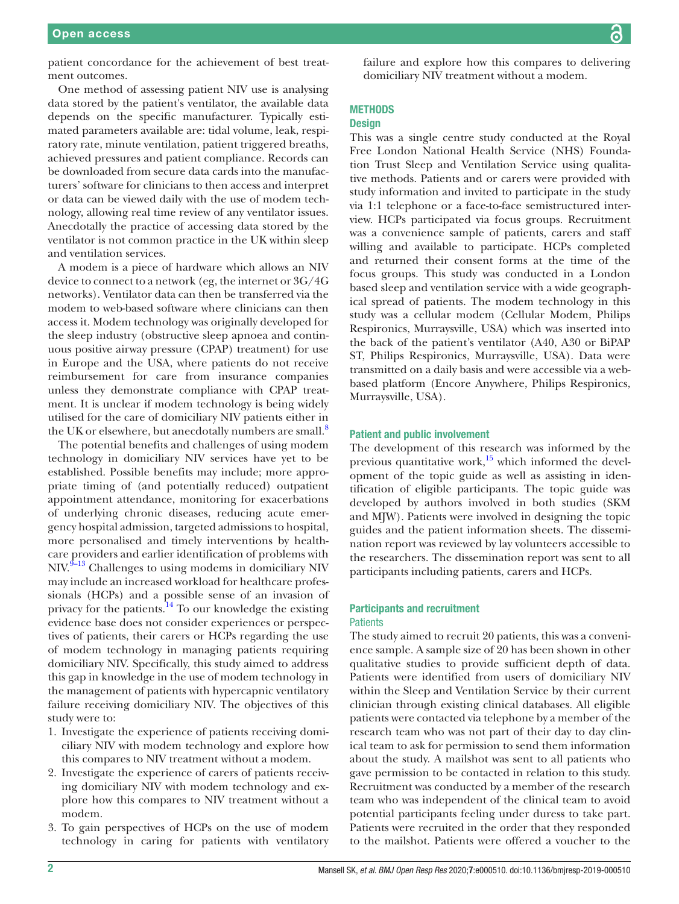patient concordance for the achievement of best treatment outcomes.

One method of assessing patient NIV use is analysing data stored by the patient's ventilator, the available data depends on the specific manufacturer. Typically estimated parameters available are: tidal volume, leak, respiratory rate, minute ventilation, patient triggered breaths, achieved pressures and patient compliance. Records can be downloaded from secure data cards into the manufacturers' software for clinicians to then access and interpret or data can be viewed daily with the use of modem technology, allowing real time review of any ventilator issues. Anecdotally the practice of accessing data stored by the ventilator is not common practice in the UK within sleep and ventilation services.

A modem is a piece of hardware which allows an NIV device to connect to a network (eg, the internet or 3G/4G networks). Ventilator data can then be transferred via the modem to web-based software where clinicians can then access it. Modem technology was originally developed for the sleep industry (obstructive sleep apnoea and continuous positive airway pressure (CPAP) treatment) for use in Europe and the USA, where patients do not receive reimbursement for care from insurance companies unless they demonstrate compliance with CPAP treatment. It is unclear if modem technology is being widely utilised for the care of domiciliary NIV patients either in the UK or elsewhere, but anecdotally numbers are small.[8]

The potential benefits and challenges of using modem technology in domiciliary NIV services have yet to be established. Possible benefits may include; more appropriate timing of (and potentially reduced) outpatient appointment attendance, monitoring for exacerbations of underlying chronic diseases, reducing acute emergency hospital admission, targeted admissions to hospital, more personalised and timely interventions by healthcare providers and earlier identification of problems with NIV.[9–13] Challenges to using modems in domiciliary NIV may include an increased workload for healthcare professionals (HCPs) and a possible sense of an invasion of privacy for the patients.[14] To our knowledge the existing evidence base does not consider experiences or perspectives of patients, their carers or HCPs regarding the use of modem technology in managing patients requiring domiciliary NIV. Specifically, this study aimed to address this gap in knowledge in the use of modem technology in the management of patients with hypercapnic ventilatory failure receiving domiciliary NIV. The objectives of this study were to:

1. Investigate the experience of patients receiving domiciliary NIV with modem technology and explore how this compares to NIV treatment without a modem.
2. Investigate the experience of carers of patients receiving domiciliary NIV with modem technology and explore how this compares to NIV treatment without a modem.
3. To gain perspectives of HCPs on the use of modem technology in caring for patients with ventilatory failure and explore how this compares to delivering domiciliary NIV treatment without a modem.

## METHODS

### Design

This was a single centre study conducted at the Royal Free London National Health Service (NHS) Foundation Trust Sleep and Ventilation Service using qualitative methods. Patients and or carers were provided with study information and invited to participate in the study via 1:1 telephone or a face-to-face semistructured interview. HCPs participated via focus groups. Recruitment was a convenience sample of patients, carers and staff willing and available to participate. HCPs completed and returned their consent forms at the time of the focus groups. This study was conducted in a London based sleep and ventilation service with a wide geographical spread of patients. The modem technology in this study was a cellular modem (Cellular Modem, Philips Respironics, Murraysville, USA) which was inserted into the back of the patient's ventilator (A40, A30 or BiPAP ST, Philips Respironics, Murraysville, USA). Data were transmitted on a daily basis and were accessible via a web-based platform (Encore Anywhere, Philips Respironics, Murraysville, USA).

### Patient and public involvement

The development of this research was informed by the previous quantitative work,[15] which informed the development of the topic guide as well as assisting in identification of eligible participants. The topic guide was developed by authors involved in both studies (SKM and MJW). Patients were involved in designing the topic guides and the patient information sheets. The dissemination report was reviewed by lay volunteers accessible to the researchers. The dissemination report was sent to all participants including patients, carers and HCPs.

### Participants and recruitment

#### Patients

The study aimed to recruit 20 patients, this was a convenience sample. A sample size of 20 has been shown in other qualitative studies to provide sufficient depth of data. Patients were identified from users of domiciliary NIV within the Sleep and Ventilation Service by their current clinician through existing clinical databases. All eligible patients were contacted via telephone by a member of the research team who was not part of their day to day clinical team to ask for permission to send them information about the study. A mailshot was sent to all patients who gave permission to be contacted in relation to this study. Recruitment was conducted by a member of the research team who was independent of the clinical team to avoid potential participants feeling under duress to take part. Patients were recruited in the order that they responded to the mailshot. Patients were offered a voucher to the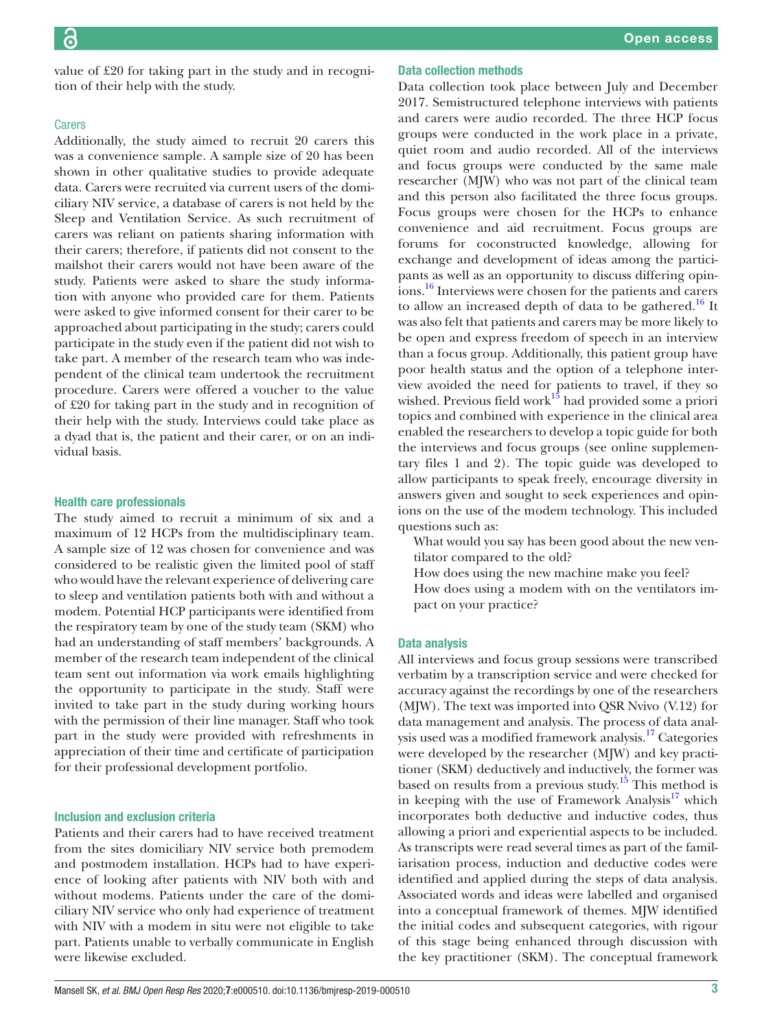value of £20 for taking part in the study and in recognition of their help with the study.

### Carers

Additionally, the study aimed to recruit 20 carers this was a convenience sample. A sample size of 20 has been shown in other qualitative studies to provide adequate data. Carers were recruited via current users of the domiciliary NIV service, a database of carers is not held by the Sleep and Ventilation Service. As such recruitment of carers was reliant on patients sharing information with their carers; therefore, if patients did not consent to the mailshot their carers would not have been aware of the study. Patients were asked to share the study information with anyone who provided care for them. Patients were asked to give informed consent for their carer to be approached about participating in the study; carers could participate in the study even if the patient did not wish to take part. A member of the research team who was independent of the clinical team undertook the recruitment procedure. Carers were offered a voucher to the value of £20 for taking part in the study and in recognition of their help with the study. Interviews could take place as a dyad that is, the patient and their carer, or on an individual basis.

### Health care professionals

The study aimed to recruit a minimum of six and a maximum of 12 HCPs from the multidisciplinary team. A sample size of 12 was chosen for convenience and was considered to be realistic given the limited pool of staff who would have the relevant experience of delivering care to sleep and ventilation patients both with and without a modem. Potential HCP participants were identified from the respiratory team by one of the study team (SKM) who had an understanding of staff members' backgrounds. A member of the research team independent of the clinical team sent out information via work emails highlighting the opportunity to participate in the study. Staff were invited to take part in the study during working hours with the permission of their line manager. Staff who took part in the study were provided with refreshments in appreciation of their time and certificate of participation for their professional development portfolio.

### Inclusion and exclusion criteria

Patients and their carers had to have received treatment from the sites domiciliary NIV service both premodem and postmodem installation. HCPs had to have experience of looking after patients with NIV both with and without modems. Patients under the care of the domiciliary NIV service who only had experience of treatment with NIV with a modem in situ were not eligible to take part. Patients unable to verbally communicate in English were likewise excluded.

### Data collection methods

Data collection took place between July and December 2017. Semistructured telephone interviews with patients and carers were audio recorded. The three HCP focus groups were conducted in the work place in a private, quiet room and audio recorded. All of the interviews and focus groups were conducted by the same male researcher (MJW) who was not part of the clinical team and this person also facilitated the three focus groups. Focus groups were chosen for the HCPs to enhance convenience and aid recruitment. Focus groups are forums for coconstructed knowledge, allowing for exchange and development of ideas among the participants as well as an opportunity to discuss differing opinions.[16] Interviews were chosen for the patients and carers to allow an increased depth of data to be gathered.[16] It was also felt that patients and carers may be more likely to be open and express freedom of speech in an interview than a focus group. Additionally, this patient group have poor health status and the option of a telephone interview avoided the need for patients to travel, if they so wished. Previous field work[15] had provided some a priori topics and combined with experience in the clinical area enabled the researchers to develop a topic guide for both the interviews and focus groups (see online supplementary files 1 and 2). The topic guide was developed to allow participants to speak freely, encourage diversity in answers given and sought to seek experiences and opinions on the use of the modem technology. This included questions such as:

What would you say has been good about the new ventilator compared to the old?

How does using the new machine make you feel?

How does using a modem with on the ventilators impact on your practice?

### Data analysis

All interviews and focus group sessions were transcribed verbatim by a transcription service and were checked for accuracy against the recordings by one of the researchers (MJW). The text was imported into QSR Nvivo (V.12) for data management and analysis. The process of data analysis used was a modified framework analysis.[17] Categories were developed by the researcher (MJW) and key practitioner (SKM) deductively and inductively, the former was based on results from a previous study.[15] This method is in keeping with the use of Framework Analysis[17] which incorporates both deductive and inductive codes, thus allowing a priori and experiential aspects to be included. As transcripts were read several times as part of the familiarisation process, induction and deductive codes were identified and applied during the steps of data analysis. Associated words and ideas were labelled and organised into a conceptual framework of themes. MJW identified the initial codes and subsequent categories, with rigour of this stage being enhanced through discussion with the key practitioner (SKM). The conceptual framework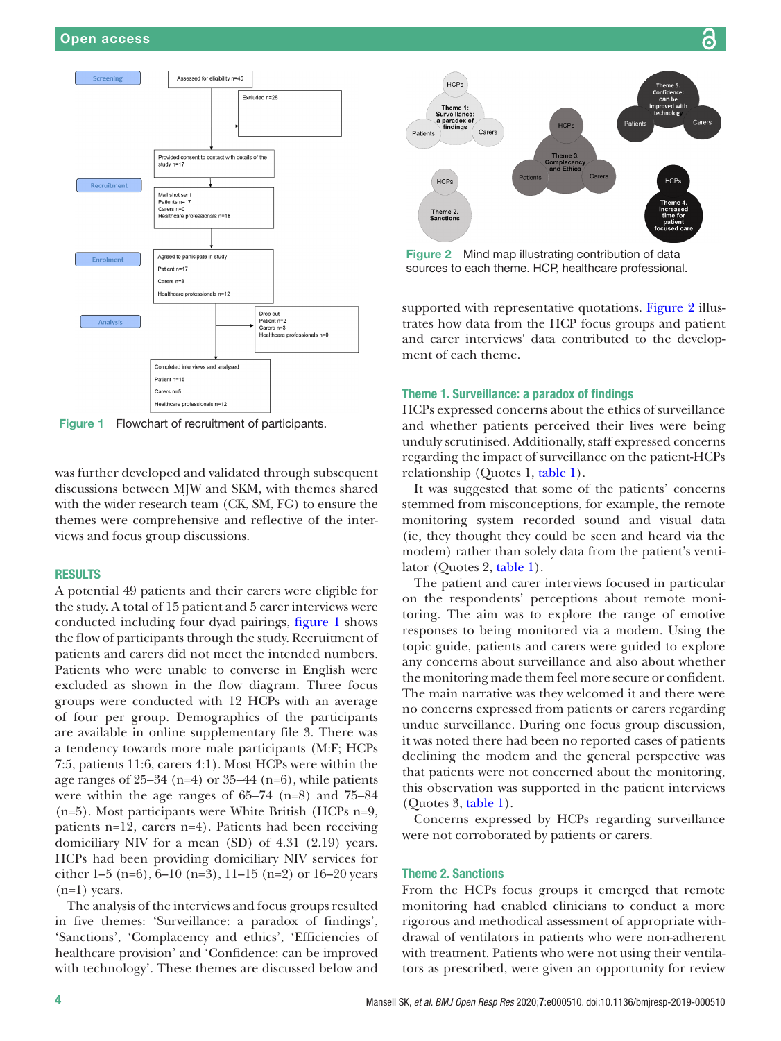Figure 1 Flowchart of recruitment of participants.

Figure 2 Mind map illustrating contribution of data sources to each theme. HCP, healthcare professional.

was further developed and validated through subsequent discussions between MJW and SKM, with themes shared with the wider research team (CK, SM, FG) to ensure the themes were comprehensive and reflective of the interviews and focus group discussions.

## RESULTS

A potential 49 patients and their carers were eligible for the study. A total of 15 patient and 5 carer interviews were conducted including four dyad pairings, figure 1 shows the flow of participants through the study. Recruitment of patients and carers did not meet the intended numbers. Patients who were unable to converse in English were excluded as shown in the flow diagram. Three focus groups were conducted with 12 HCPs with an average of four per group. Demographics of the participants are available in online supplementary file 3. There was a tendency towards more male participants (M:F; HCPs 7:5, patients 11:6, carers 4:1). Most HCPs were within the age ranges of 25–34 (n=4) or 35–44 (n=6), while patients were within the age ranges of 65–74 (n=8) and 75–84 (n=5). Most participants were White British (HCPs n=9, patients n=12, carers n=4). Patients had been receiving domiciliary NIV for a mean (SD) of 4.31 (2.19) years. HCPs had been providing domiciliary NIV services for either 1–5 (n=6), 6–10 (n=3), 11–15 (n=2) or 16–20 years (n=1) years.

The analysis of the interviews and focus groups resulted in five themes: 'Surveillance: a paradox of findings', 'Sanctions', 'Complacency and ethics', 'Efficiencies of healthcare provision' and 'Confidence: can be improved with technology'. These themes are discussed below and supported with representative quotations. Figure 2 illustrates how data from the HCP focus groups and patient and carer interviews' data contributed to the development of each theme.

### Theme 1. Surveillance: a paradox of findings

HCPs expressed concerns about the ethics of surveillance and whether patients perceived their lives were being unduly scrutinised. Additionally, staff expressed concerns regarding the impact of surveillance on the patient-HCPs relationship (Quotes 1, table 1).

It was suggested that some of the patients' concerns stemmed from misconceptions, for example, the remote monitoring system recorded sound and visual data (ie, they thought they could be seen and heard via the modem) rather than solely data from the patient's ventilator (Quotes 2, table 1).

The patient and carer interviews focused in particular on the respondents' perceptions about remote monitoring. The aim was to explore the range of emotive responses to being monitored via a modem. Using the topic guide, patients and carers were guided to explore any concerns about surveillance and also about whether the monitoring made them feel more secure or confident. The main narrative was they welcomed it and there were no concerns expressed from patients or carers regarding undue surveillance. During one focus group discussion, it was noted there had been no reported cases of patients declining the modem and the general perspective was that patients were not concerned about the monitoring, this observation was supported in the patient interviews (Quotes 3, table 1).

Concerns expressed by HCPs regarding surveillance were not corroborated by patients or carers.

### Theme 2. Sanctions

From the HCPs focus groups it emerged that remote monitoring had enabled clinicians to conduct a more rigorous and methodical assessment of appropriate withdrawal of ventilators in patients who were non-adherent with treatment. Patients who were not using their ventilators as prescribed, were given an opportunity for review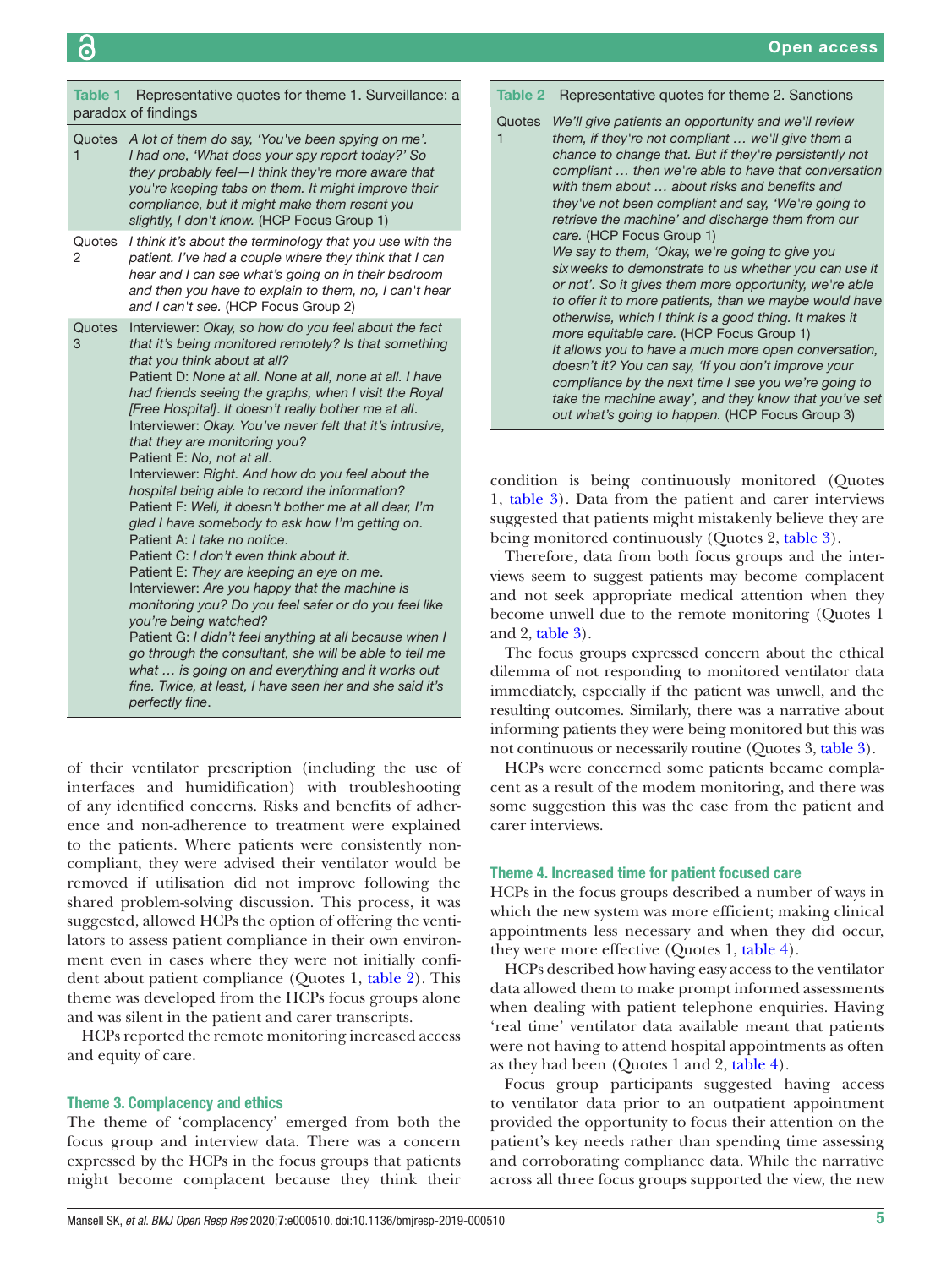**Table 1** Representative quotes for theme 1. Surveillance: a paradox of findings

| | |
|---|---|
| Quotes 1 | *A lot of them do say, 'You've been spying on me'. I had one, 'What does your spy report today?' So they probably feel—I think they're more aware that you're keeping tabs on them. It might improve their compliance, but it might make them resent you slightly, I don't know.* (HCP Focus Group 1) |
| Quotes 2 | *I think it's about the terminology that you use with the patient. I've had a couple where they think that I can hear and I can see what's going on in their bedroom and then you have to explain to them, no, I can't hear and I can't see.* (HCP Focus Group 2) |
| Quotes 3 | Interviewer: *Okay, so how do you feel about the fact that it's being monitored remotely? Is that something that you think about at all?* Patient D: *None at all. None at all, none at all. I have had friends seeing the graphs, when I visit the Royal [Free Hospital]. It doesn't really bother me at all.* Interviewer: *Okay. You've never felt that it's intrusive, that they are monitoring you?* Patient E: *No, not at all.* Interviewer: *Right. And how do you feel about the hospital being able to record the information?* Patient F: *Well, it doesn't bother me at all dear, I'm glad I have somebody to ask how I'm getting on.* Patient A: *I take no notice.* Patient C: *I don't even think about it.* Patient E: *They are keeping an eye on me.* Interviewer: *Are you happy that the machine is monitoring you? Do you feel safer or do you feel like you're being watched?* Patient G: *I didn't feel anything at all because when I go through the consultant, she will be able to tell me what … is going on and everything and it works out fine. Twice, at least, I have seen her and she said it's perfectly fine.* |

of their ventilator prescription (including the use of interfaces and humidification) with troubleshooting of any identified concerns. Risks and benefits of adherence and non-adherence to treatment were explained to the patients. Where patients were consistently non-compliant, they were advised their ventilator would be removed if utilisation did not improve following the shared problem-solving discussion. This process, it was suggested, allowed HCPs the option of offering the ventilators to assess patient compliance in their own environment even in cases where they were not initially confident about patient compliance (Quotes 1, table 2). This theme was developed from the HCPs focus groups alone and was silent in the patient and carer transcripts.

HCPs reported the remote monitoring increased access and equity of care.

### Theme 3. Complacency and ethics

The theme of 'complacency' emerged from both the focus group and interview data. There was a concern expressed by the HCPs in the focus groups that patients might become complacent because they think their condition is being continuously monitored (Quotes 1, table 3). Data from the patient and carer interviews suggested that patients might mistakenly believe they are being monitored continuously (Quotes 2, table 3).

Therefore, data from both focus groups and the interviews seem to suggest patients may become complacent and not seek appropriate medical attention when they become unwell due to the remote monitoring (Quotes 1 and 2, table 3).

The focus groups expressed concern about the ethical dilemma of not responding to monitored ventilator data immediately, especially if the patient was unwell, and the resulting outcomes. Similarly, there was a narrative about informing patients they were being monitored but this was not continuous or necessarily routine (Quotes 3, table 3).

HCPs were concerned some patients became complacent as a result of the modem monitoring, and there was some suggestion this was the case from the patient and carer interviews.

**Table 2** Representative quotes for theme 2. Sanctions

| | |
|---|---|
| Quotes 1 | *We'll give patients an opportunity and we'll review them, if they're not compliant … we'll give them a chance to change that. But if they're persistently not compliant … then we're able to have that conversation with them about … about risks and benefits and they've not been compliant and say, 'We're going to retrieve the machine' and discharge them from our care.* (HCP Focus Group 1) *We say to them, 'Okay, we're going to give you six weeks to demonstrate to us whether you can use it or not'. So it gives them more opportunity, we're able to offer it to more patients, than we maybe would have otherwise, which I think is a good thing. It makes it more equitable care.* (HCP Focus Group 1) *It allows you to have a much more open conversation, doesn't it? You can say, 'If you don't improve your compliance by the next time I see you we're going to take the machine away', and they know that you've set out what's going to happen.* (HCP Focus Group 3) |

### Theme 4. Increased time for patient focused care

HCPs in the focus groups described a number of ways in which the new system was more efficient; making clinical appointments less necessary and when they did occur, they were more effective (Quotes 1, table 4).

HCPs described how having easy access to the ventilator data allowed them to make prompt informed assessments when dealing with patient telephone enquiries. Having 'real time' ventilator data available meant that patients were not having to attend hospital appointments as often as they had been (Quotes 1 and 2, table 4).

Focus group participants suggested having access to ventilator data prior to an outpatient appointment provided the opportunity to focus their attention on the patient's key needs rather than spending time assessing and corroborating compliance data. While the narrative across all three focus groups supported the view, the new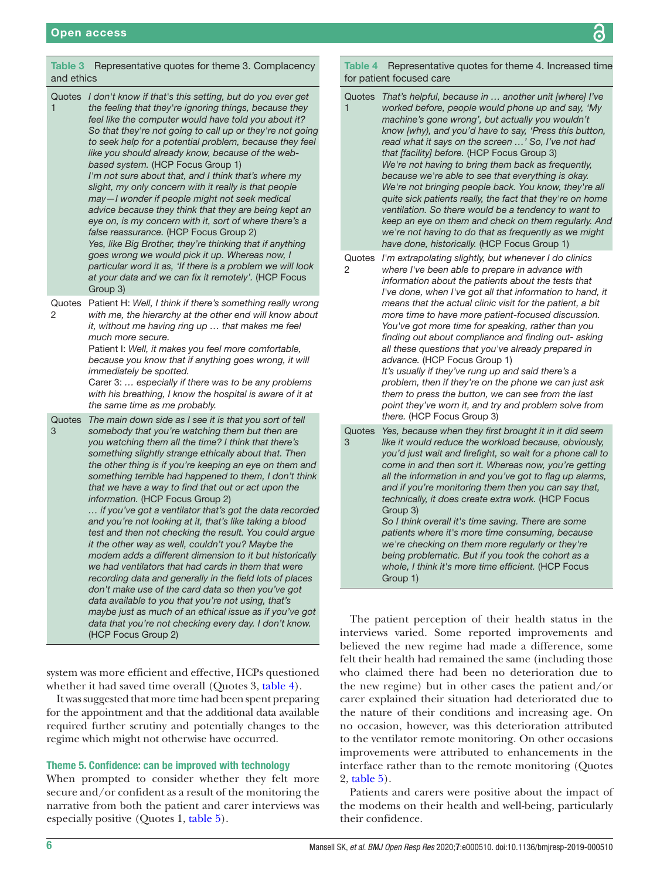**Table 3** Representative quotes for theme 3. Complacency and ethics

| | |
|---|---|
| Quotes 1 | *I don't know if that's this setting, but do you ever get the feeling that they're ignoring things, because they feel like the computer would have told you about it? So that they're not going to call up or they're not going to seek help for a potential problem, because they feel like you should already know, because of the web-based system.* (HCP Focus Group 1)<br>*I'm not sure about that, and I think that's where my slight, my only concern with it really is that people may—I wonder if people might not seek medical advice because they think that they are being kept an eye on, is my concern with it, sort of where there's a false reassurance.* (HCP Focus Group 2)<br>*Yes, like Big Brother, they're thinking that if anything goes wrong we would pick it up. Whereas now, I particular word it as, 'If there is a problem we will look at your data and we can fix it remotely'.* (HCP Focus Group 3) |
| Quotes 2 | Patient H: *Well, I think if there's something really wrong with me, the hierarchy at the other end will know about it, without me having ring up … that makes me feel much more secure.*<br>Patient I: *Well, it makes you feel more comfortable, because you know that if anything goes wrong, it will immediately be spotted.*<br>Carer 3: *… especially if there was to be any problems with his breathing, I know the hospital is aware of it at the same time as me probably.* |
| Quotes 3 | *The main down side as I see it is that you sort of tell somebody that you're watching them but then are you watching them all the time? I think that there's something slightly strange ethically about that. Then the other thing is if you're keeping an eye on them and something terrible had happened to them, I don't think that we have a way to find that out or act upon the information.* (HCP Focus Group 2)<br>*… if you've got a ventilator that's got the data recorded and you're not looking at it, that's like taking a blood test and then not checking the result. You could argue it the other way as well, couldn't you? Maybe the modem adds a different dimension to it but historically we had ventilators that had cards in them that were recording data and generally in the field lots of places don't make use of the card data so then you've got data available to you that you're not using, that's maybe just as much of an ethical issue as if you've got data that you're not checking every day. I don't know.* (HCP Focus Group 2) |

system was more efficient and effective, HCPs questioned whether it had saved time overall (Quotes 3, table 4).

It was suggested that more time had been spent preparing for the appointment and that the additional data available required further scrutiny and potentially changes to the regime which might not otherwise have occurred.

### Theme 5. Confidence: can be improved with technology

When prompted to consider whether they felt more secure and/or confident as a result of the monitoring the narrative from both the patient and carer interviews was especially positive (Quotes 1, table 5).

**Table 4** Representative quotes for theme 4. Increased time for patient focused care

| | |
|---|---|
| Quotes 1 | *That's helpful, because in … another unit [where] I've worked before, people would phone up and say, 'My machine's gone wrong', but actually you wouldn't know [why], and you'd have to say, 'Press this button, read what it says on the screen …' So, I've not had that [facility] before.* (HCP Focus Group 3)<br>*We're not having to bring them back as frequently, because we're able to see that everything is okay. We're not bringing people back. You know, they're all quite sick patients really, the fact that they're on home ventilation. So there would be a tendency to want to keep an eye on them and check on them regularly. And we're not having to do that as frequently as we might have done, historically.* (HCP Focus Group 1) |
| Quotes 2 | *I'm extrapolating slightly, but whenever I do clinics where I've been able to prepare in advance with information about the patients about the tests that I've done, when I've got all that information to hand, it means that the actual clinic visit for the patient, a bit more time to have more patient-focused discussion. You've got more time for speaking, rather than you finding out about compliance and finding out- asking all these questions that you've already prepared in advance.* (HCP Focus Group 1)<br>*It's usually if they've rung up and said there's a problem, then if they're on the phone we can just ask them to press the button, we can see from the last point they've worn it, and try and problem solve from there.* (HCP Focus Group 3) |
| Quotes 3 | *Yes, because when they first brought it in it did seem like it would reduce the workload because, obviously, you'd just wait and firefight, so wait for a phone call to come in and then sort it. Whereas now, you're getting all the information in and you've got to flag up alarms, and if you're monitoring them then you can say that, technically, it does create extra work.* (HCP Focus Group 3)<br>*So I think overall it's time saving. There are some patients where it's more time consuming, because we're checking on them more regularly or they're being problematic. But if you took the cohort as a whole, I think it's more time efficient.* (HCP Focus Group 1) |

The patient perception of their health status in the interviews varied. Some reported improvements and believed the new regime had made a difference, some felt their health had remained the same (including those who claimed there had been no deterioration due to the new regime) but in other cases the patient and/or carer explained their situation had deteriorated due to the nature of their conditions and increasing age. On no occasion, however, was this deterioration attributed to the ventilator remote monitoring. On other occasions improvements were attributed to enhancements in the interface rather than to the remote monitoring (Quotes 2, table 5).

Patients and carers were positive about the impact of the modems on their health and well-being, particularly their confidence.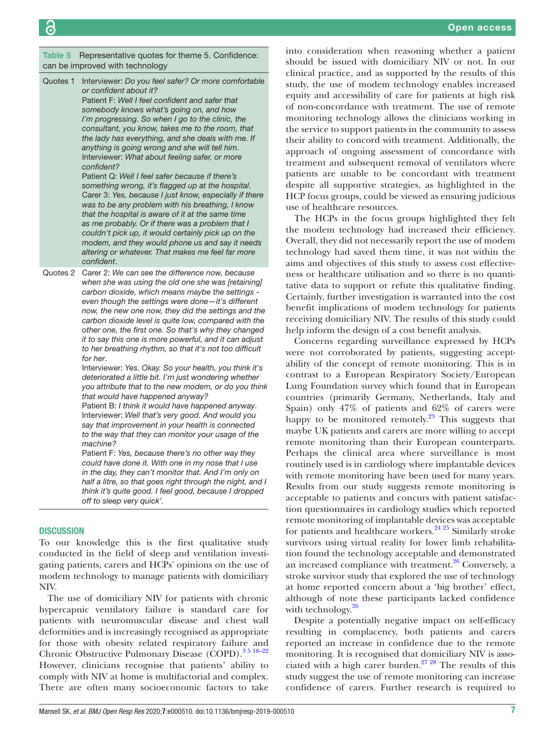**Table 5** Representative quotes for theme 5. Confidence: can be improved with technology

| | |
|---|---|
| Quotes 1 | Interviewer: *Do you feel safer? Or more comfortable or confident about it?* Patient F: *Well I feel confident and safer that somebody knows what's going on, and how I'm progressing. So when I go to the clinic, the consultant, you know, takes me to the room, that the lady has everything, and she deals with me. If anything is going wrong and she will tell him*. Interviewer: *What about feeling safer, or more confident?* Patient Q: *Well I feel safer because if there's something wrong, it's flagged up at the hospital*. Carer 3: *Yes, because I just know, especially if there was to be any problem with his breathing, I know that the hospital is aware of it at the same time as me probably. Or if there was a problem that I couldn't pick up, it would certainly pick up on the modem, and they would phone us and say it needs altering or whatever. That makes me feel far more confident*. |
| Quotes 2 | Carer 2: *We can see the difference now, because when she was using the old one she was [retaining] carbon dioxide, which means maybe the settings - even though the settings were done—it's different now, the new one now, they did the settings and the carbon dioxide level is quite low, compared with the other one, the first one. So that's why they changed it to say this one is more powerful, and it can adjust to her breathing rhythm, so that it's not too difficult for her*. Interviewer: *Yes. Okay. So your health, you think it's deteriorated a little bit. I'm just wondering whether you attribute that to the new modem, or do you think that would have happened anyway?* Patient B: *I think it would have happened anyway*. Interviewer: *Well that's very good. And would you say that improvement in your health is connected to the way that they can monitor your usage of the machine?* Patient F: *Yes, because there's no other way they could have done it. With one in my nose that I use in the day, they can't monitor that. And I'm only on half a litre, so that goes right through the night, and I think it's quite good. I feel good, because I dropped off to sleep very quick'*. |

## DISCUSSION

To our knowledge this is the first qualitative study conducted in the field of sleep and ventilation investigating patients, carers and HCPs' opinions on the use of modem technology to manage patients with domiciliary NIV.

The use of domiciliary NIV for patients with chronic hypercapnic ventilatory failure is standard care for patients with neuromuscular disease and chest wall deformities and is increasingly recognised as appropriate for those with obesity related respiratory failure and Chronic Obstructive Pulmonary Disease (COPD).[3 5 18–22] However, clinicians recognise that patients' ability to comply with NIV at home is multifactoral and complex. There are often many socioeconomic factors to take into consideration when reasoning whether a patient should be issued with domiciliary NIV or not. In our clinical practice, and as supported by the results of this study, the use of modem technology enables increased equity and accessibility of care for patients at high risk of non-concordance with treatment. The use of remote monitoring technology allows the clinicians working in the service to support patients in the community to assess their ability to concord with treatment. Additionally, the approach of ongoing assessment of concordance with treatment and subsequent removal of ventilators where patients are unable to be concordant with treatment despite all supportive strategies, as highlighted in the HCP focus groups, could be viewed as ensuring judicious use of healthcare resources.

The HCPs in the focus groups highlighted they felt the modem technology had increased their efficiency. Overall, they did not necessarily report the use of modem technology had saved them time, it was not within the aims and objectives of this study to assess cost effectiveness or healthcare utilisation and so there is no quantitative data to support or refute this qualitative finding. Certainly, further investigation is warranted into the cost benefit implications of modem technology for patients receiving domiciliary NIV. The results of this study could help inform the design of a cost benefit analysis.

Concerns regarding surveillance expressed by HCPs were not corroborated by patients, suggesting acceptability of the concept of remote monitoring. This is in contrast to a European Respiratory Society/European Lung Foundation survey which found that in European countries (primarily Germany, Netherlands, Italy and Spain) only 47% of patients and 62% of carers were happy to be monitored remotely.[23] This suggests that maybe UK patients and carers are more willing to accept remote monitoring than their European counterparts. Perhaps the clinical area where surveillance is most routinely used is in cardiology where implantable devices with remote monitoring have been used for many years. Results from our study suggests remote monitoring is acceptable to patients and concurs with patient satisfaction questionnaires in cardiology studies which reported remote monitoring of implantable devices was acceptable for patients and healthcare workers.[24 25] Similarly stroke survivors using virtual reality for lower limb rehabilitation found the technology acceptable and demonstrated an increased compliance with treatment.[26] Conversely, a stroke survivor study that explored the use of technology at home reported concern about a 'big brother' effect, although of note these participants lacked confidence with technology.[26]

Despite a potentially negative impact on self-efficacy resulting in complacency, both patients and carers reported an increase in confidence due to the remote monitoring. It is recognised that domiciliary NIV is associated with a high carer burden.[27 28] The results of this study suggest the use of remote monitoring can increase confidence of carers. Further research is required to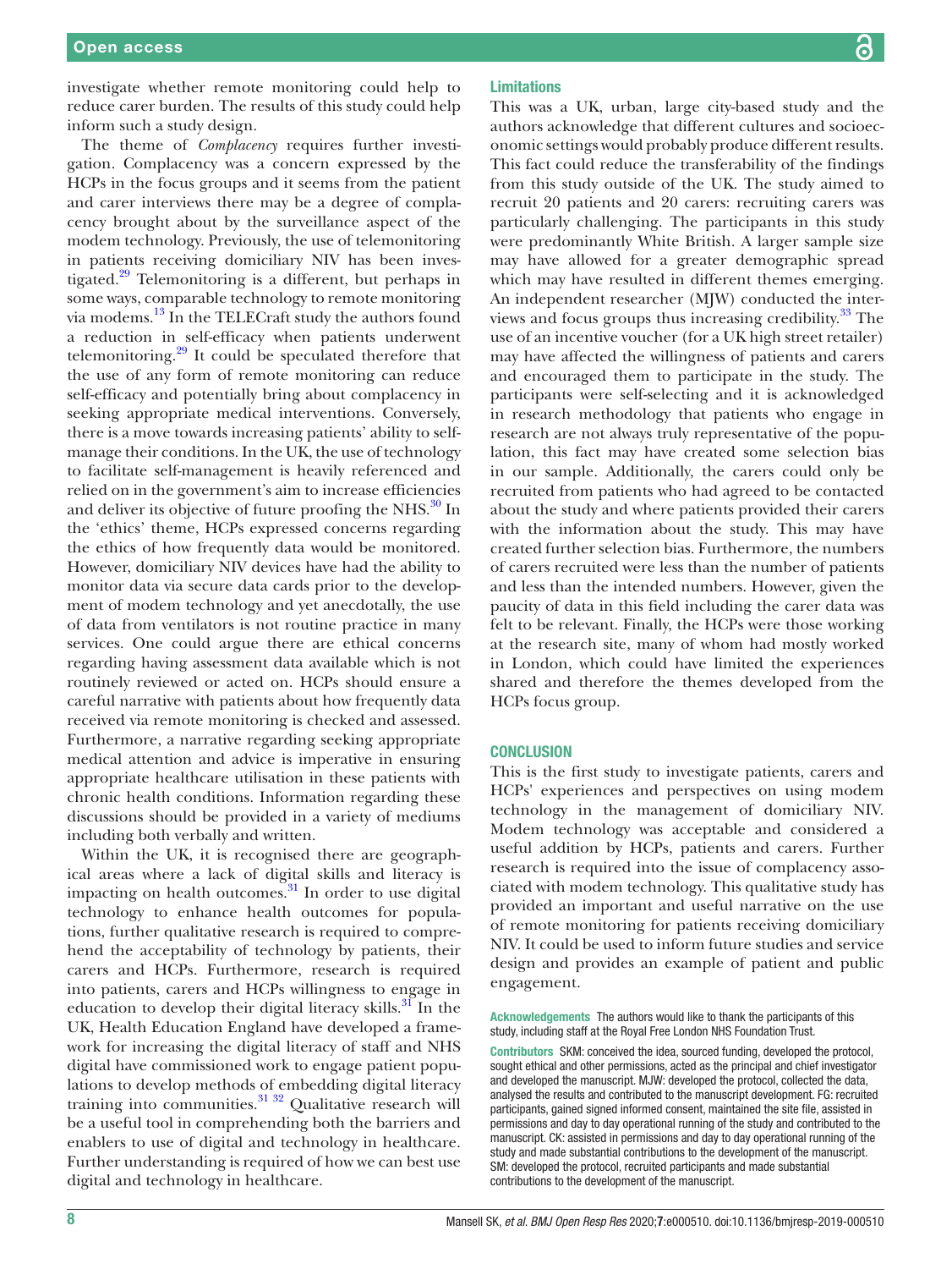investigate whether remote monitoring could help to reduce carer burden. The results of this study could help inform such a study design.

The theme of *Complacency* requires further investigation. Complacency was a concern expressed by the HCPs in the focus groups and it seems from the patient and carer interviews there may be a degree of complacency brought about by the surveillance aspect of the modem technology. Previously, the use of telemonitoring in patients receiving domiciliary NIV has been investigated.[29] Telemonitoring is a different, but perhaps in some ways, comparable technology to remote monitoring via modems.[13] In the TELECraft study the authors found a reduction in self-efficacy when patients underwent telemonitoring.[29] It could be speculated therefore that the use of any form of remote monitoring can reduce self-efficacy and potentially bring about complacency in seeking appropriate medical interventions. Conversely, there is a move towards increasing patients' ability to self-manage their conditions. In the UK, the use of technology to facilitate self-management is heavily referenced and relied on in the government's aim to increase efficiencies and deliver its objective of future proofing the NHS.[30] In the 'ethics' theme, HCPs expressed concerns regarding the ethics of how frequently data would be monitored. However, domiciliary NIV devices have had the ability to monitor data via secure data cards prior to the development of modem technology and yet anecdotally, the use of data from ventilators is not routine practice in many services. One could argue there are ethical concerns regarding having assessment data available which is not routinely reviewed or acted on. HCPs should ensure a careful narrative with patients about how frequently data received via remote monitoring is checked and assessed. Furthermore, a narrative regarding seeking appropriate medical attention and advice is imperative in ensuring appropriate healthcare utilisation in these patients with chronic health conditions. Information regarding these discussions should be provided in a variety of mediums including both verbally and written.

Within the UK, it is recognised there are geographical areas where a lack of digital skills and literacy is impacting on health outcomes.[31] In order to use digital technology to enhance health outcomes for populations, further qualitative research is required to comprehend the acceptability of technology by patients, their carers and HCPs. Furthermore, research is required into patients, carers and HCPs willingness to engage in education to develop their digital literacy skills.[31] In the UK, Health Education England have developed a framework for increasing the digital literacy of staff and NHS digital have commissioned work to engage patient populations to develop methods of embedding digital literacy training into communities.[31 32] Qualitative research will be a useful tool in comprehending both the barriers and enablers to use of digital and technology in healthcare. Further understanding is required of how we can best use digital and technology in healthcare.

### Limitations

This was a UK, urban, large city-based study and the authors acknowledge that different cultures and socioeconomic settings would probably produce different results. This fact could reduce the transferability of the findings from this study outside of the UK. The study aimed to recruit 20 patients and 20 carers: recruiting carers was particularly challenging. The participants in this study were predominantly White British. A larger sample size may have allowed for a greater demographic spread which may have resulted in different themes emerging. An independent researcher (MJW) conducted the interviews and focus groups thus increasing credibility.[33] The use of an incentive voucher (for a UK high street retailer) may have affected the willingness of patients and carers and encouraged them to participate in the study. The participants were self-selecting and it is acknowledged in research methodology that patients who engage in research are not always truly representative of the population, this fact may have created some selection bias in our sample. Additionally, the carers could only be recruited from patients who had agreed to be contacted about the study and where patients provided their carers with the information about the study. This may have created further selection bias. Furthermore, the numbers of carers recruited were less than the number of patients and less than the intended numbers. However, given the paucity of data in this field including the carer data was felt to be relevant. Finally, the HCPs were those working at the research site, many of whom had mostly worked in London, which could have limited the experiences shared and therefore the themes developed from the HCPs focus group.

## CONCLUSION

This is the first study to investigate patients, carers and HCPs' experiences and perspectives on using modem technology in the management of domiciliary NIV. Modem technology was acceptable and considered a useful addition by HCPs, patients and carers. Further research is required into the issue of complacency associated with modem technology. This qualitative study has provided an important and useful narrative on the use of remote monitoring for patients receiving domiciliary NIV. It could be used to inform future studies and service design and provides an example of patient and public engagement.

**Acknowledgements** The authors would like to thank the participants of this study, including staff at the Royal Free London NHS Foundation Trust.

**Contributors** SKM: conceived the idea, sourced funding, developed the protocol, sought ethical and other permissions, acted as the principal and chief investigator and developed the manuscript. MJW: developed the protocol, collected the data, analysed the results and contributed to the manuscript development. FG: recruited participants, gained signed informed consent, maintained the site file, assisted in permissions and day to day operational running of the study and contributed to the manuscript. CK: assisted in permissions and day to day operational running of the study and made substantial contributions to the development of the manuscript. SM: developed the protocol, recruited participants and made substantial contributions to the development of the manuscript.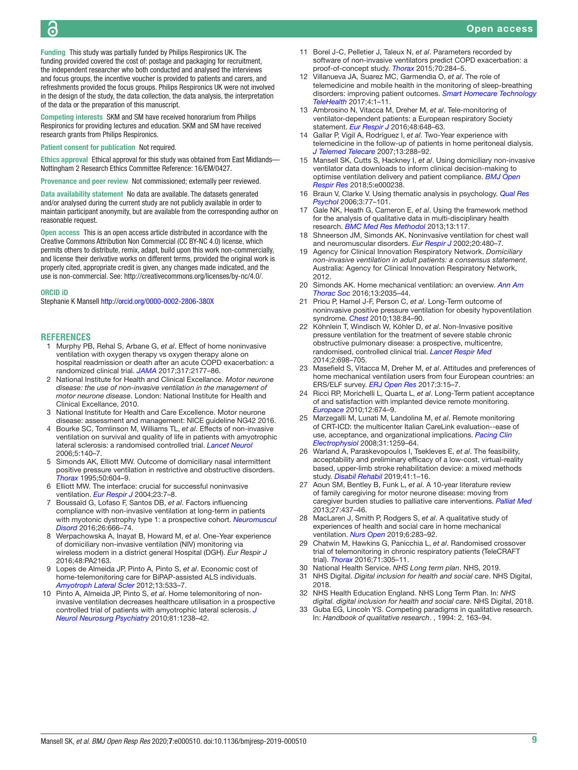**Funding** This study was partially funded by Philips Respironics UK. The funding provided covered the cost of: postage and packaging for recruitment, the independent researcher who both conducted and analysed the interviews and focus groups, the incentive voucher is provided to patients and carers, and refreshments provided the focus groups. Philips Respironics UK were not involved in the design of the study, the data collection, the data analysis, the interpretation of the data or the preparation of this manuscript.

**Competing interests** SKM and SM have received honorarium from Philips Respironics for providing lectures and education. SKM and SM have received research grants from Philips Respironics.

**Patient consent for publication** Not required.

**Ethics approval** Ethical approval for this study was obtained from East Midlands—Nottingham 2 Research Ethics Committee Reference: 16/EM/0427.

**Provenance and peer review** Not commissioned; externally peer reviewed.

**Data availability statement** No data are available. The datasets generated and/or analysed during the current study are not publicly available in order to maintain participant anonymity, but are available from the corresponding author on reasonable request.

**Open access** This is an open access article distributed in accordance with the Creative Commons Attribution Non Commercial (CC BY-NC 4.0) license, which permits others to distribute, remix, adapt, build upon this work non-commercially, and license their derivative works on different terms, provided the original work is properly cited, appropriate credit is given, any changes made indicated, and the use is non-commercial. See: http://creativecommons.org/licenses/by-nc/4.0/.

**ORCID iD**

Stephanie K Mansell http://orcid.org/0000-0002-2806-380X

## REFERENCES

1. Murphy PB, Rehal S, Arbane G, *et al*. Effect of home noninvasive ventilation with oxygen therapy vs oxygen therapy alone on hospital readmission or death after an acute COPD exacerbation: a randomized clinical trial. *JAMA* 2017;317:2177–86.
2. National Institute for Health and Clinical Excellence. *Motor neurone disease: the use of non-invasive ventilation in the management of motor neurone disease*. London: National Institute for Health and Clinical Excellence, 2010.
3. National Institute for Health and Care Excellence. Motor neurone disease: assessment and management: NICE guideline NG42 2016.
4. Bourke SC, Tomlinson M, Williams TL, *et al*. Effects of non-invasive ventilation on survival and quality of life in patients with amyotrophic lateral sclerosis: a randomised controlled trial. *Lancet Neurol* 2006;5:140–7.
5. Simonds AK, Elliott MW. Outcome of domiciliary nasal intermittent positive pressure ventilation in restrictive and obstructive disorders. *Thorax* 1995;50:604–9.
6. Elliott MW. The interface: crucial for successful noninvasive ventilation. *Eur Respir J* 2004;23:7–8.
7. Boussaïd G, Lofaso F, Santos DB, *et al*. Factors influencing compliance with non-invasive ventilation at long-term in patients with myotonic dystrophy type 1: a prospective cohort. *Neuromuscul Disord* 2016;26:666–74.
8. Werpachowska A, Inayat B, Howard M, *et al*. One-Year experience of domiciliary non-invasive ventilation (NIV) monitoring via wireless modem in a district general Hospital (DGH). *Eur Respir J* 2016;48:PA2163.
9. Lopes de Almeida JP, Pinto A, Pinto S, *et al*. Economic cost of home-telemonitoring care for BiPAP-assisted ALS individuals. *Amyotroph Lateral Scler* 2012;13:533–7.
10. Pinto A, Almeida JP, Pinto S, *et al*. Home telemonitoring of non-invasive ventilation decreases healthcare utilisation in a prospective controlled trial of patients with amyotrophic lateral sclerosis. *J Neurol Neurosurg Psychiatry* 2010;81:1238–42.
11. Borel J-C, Pelletier J, Taleux N, *et al*. Parameters recorded by software of non-invasive ventilators predict COPD exacerbation: a proof-of-concept study. *Thorax* 2015;70:284–5.
12. Villanueva JA, Suarez MC, Garmendia O, *et al*. The role of telemedicine and mobile health in the monitoring of sleep-breathing disorders: improving patient outcomes. *Smart Homecare Technology TeleHealth* 2017;4:1–11.
13. Ambrosino N, Vitacca M, Dreher M, *et al*. Tele-monitoring of ventilator-dependent patients: a European respiratory Society statement. *Eur Respir J* 2016;48:648–63.
14. Gallar P, Vigil A, Rodríguez I, *et al*. Two-Year experience with telemedicine in the follow-up of patients in home peritoneal dialysis. *J Telemed Telecare* 2007;13:288–92.
15. Mansell SK, Cutts S, Hackney I, *et al*. Using domiciliary non-invasive ventilator data downloads to inform clinical decision-making to optimise ventilation delivery and patient compliance. *BMJ Open Respir Res* 2018;5:e000238.
16. Braun V, Clarke V. Using thematic analysis in psychology. *Qual Res Psychol* 2006;3:77–101.
17. Gale NK, Heath G, Cameron E, *et al*. Using the framework method for the analysis of qualitative data in multi-disciplinary health research. *BMC Med Res Methodol* 2013;13:117.
18. Shneerson JM, Simonds AK. Noninvasive ventilation for chest wall and neuromuscular disorders. *Eur Respir J* 2002;20:480–7.
19. Agency for Clinical Innovation Respiratory Network. *Domiciliary non-invasive ventilation in adult patients: a consensus statement*. Australia: Agency for Clinical Innovation Respiratory Network, 2012.
20. Simonds AK. Home mechanical ventilation: an overview. *Ann Am Thorac Soc* 2016;13:2035–44.
21. Priou P, Hamel J-F, Person C, *et al*. Long-Term outcome of noninvasive positive pressure ventilation for obesity hypoventilation syndrome. *Chest* 2010;138:84–90.
22. Köhnlein T, Windisch W, Köhler D, *et al*. Non-Invasive positive pressure ventilation for the treatment of severe stable chronic obstructive pulmonary disease: a prospective, multicentre, randomised, controlled clinical trial. *Lancet Respir Med* 2014;2:698–705.
23. Masefield S, Vitacca M, Dreher M, *et al*. Attitudes and preferences of home mechanical ventilation users from four European countries: an ERS/ELF survey. *ERJ Open Res* 2017;3:15–7.
24. Ricci RP, Morichelli L, Quarta L, *et al*. Long-Term patient acceptance of and satisfaction with implanted device remote monitoring. *Europace* 2010;12:674–9.
25. Marzegalli M, Lunati M, Landolina M, *et al*. Remote monitoring of CRT-ICD: the multicenter Italian CareLink evaluation--ease of use, acceptance, and organizational implications. *Pacing Clin Electrophysiol* 2008;31:1259–64.
26. Warland A, Paraskevopoulos I, Tsekleves E, *et al*. The feasibility, acceptability and preliminary efficacy of a low-cost, virtual-reality based, upper-limb stroke rehabilitation device: a mixed methods study. *Disabil Rehabil* 2019;41:1–16.
27. Aoun SM, Bentley B, Funk L, *et al*. A 10-year literature review of family caregiving for motor neurone disease: moving from caregiver burden studies to palliative care interventions. *Palliat Med* 2013;27:437–46.
28. MacLaren J, Smith P, Rodgers S, *et al*. A qualitative study of experiences of health and social care in home mechanical ventilation. *Nurs Open* 2019;6:283–92.
29. Chatwin M, Hawkins G, Panicchia L, *et al*. Randomised crossover trial of telemonitoring in chronic respiratory patients (TeleCRAFT trial). *Thorax* 2016;71:305–11.
30. National Health Service. *NHS Long term plan*. NHS, 2019.
31. NHS Digital. *Digital inclusion for health and social care*. NHS Digital, 2018.
32. NHS Health Education England. NHS Long Term Plan. In: *NHS digital. digital inclusion for health and social care*. NHS Digital, 2018.
33. Guba EG, Lincoln YS. Competing paradigms in qualitative research. In: *Handbook of qualitative research*. , 1994: 2, 163–94.